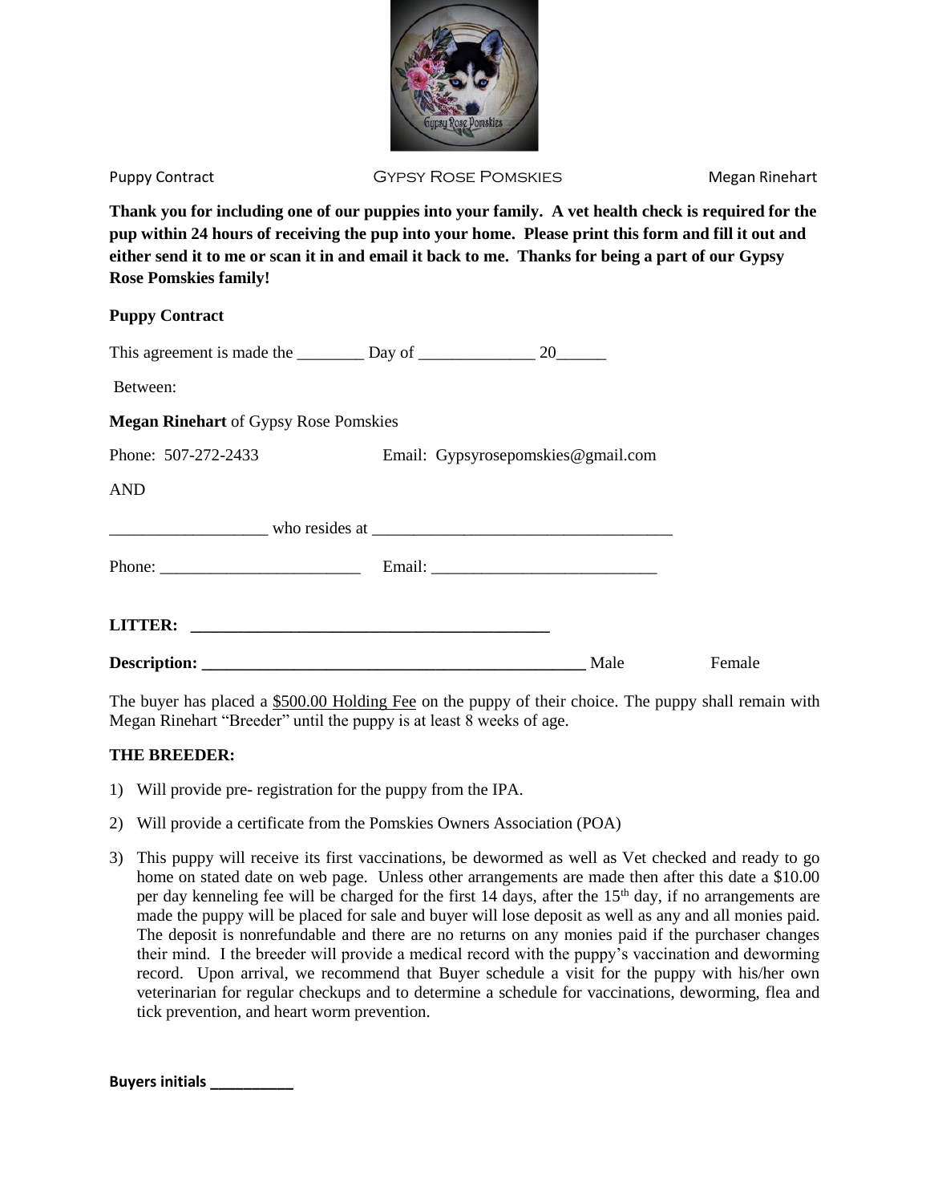Puppy Contract — GYPSY ROSE POMSKIES — Megan Rinehart

**Thank you for including one of our puppies into your family. A vet health check is required for the pup within 24 hours of receiving the pup into your home. Please print this form and fill it out and either send it to me or scan it in and email it back to me. Thanks for being a part of our Gypsy Rose Pomskies family!**

**Puppy Contract**

This agreement is made the ________ Day of ______________ 20______

Between:

**Megan Rinehart** of Gypsy Rose Pomskies

Phone: 507-272-2433 Email: Gypsyrosepomskies@gmail.com

AND

___________________ who resides at ___________________________________

Phone: ________________________ Email: ___________________________

**LITTER: ____________________________________________**

**Description: _______________________________________________** Male Female

The buyer has placed a <u>$500.00 Holding Fee</u> on the puppy of their choice. The puppy shall remain with Megan Rinehart "Breeder" until the puppy is at least 8 weeks of age.

**THE BREEDER:**

1) Will provide pre- registration for the puppy from the IPA.
2) Will provide a certificate from the Pomskies Owners Association (POA)
3) This puppy will receive its first vaccinations, be dewormed as well as Vet checked and ready to go home on stated date on web page. Unless other arrangements are made then after this date a $10.00 per day kenneling fee will be charged for the first 14 days, after the 15th day, if no arrangements are made the puppy will be placed for sale and buyer will lose deposit as well as any and all monies paid. The deposit is nonrefundable and there are no returns on any monies paid if the purchaser changes their mind. I the breeder will provide a medical record with the puppy's vaccination and deworming record. Upon arrival, we recommend that Buyer schedule a visit for the puppy with his/her own veterinarian for regular checkups and to determine a schedule for vaccinations, deworming, flea and tick prevention, and heart worm prevention.

**Buyers initials __________**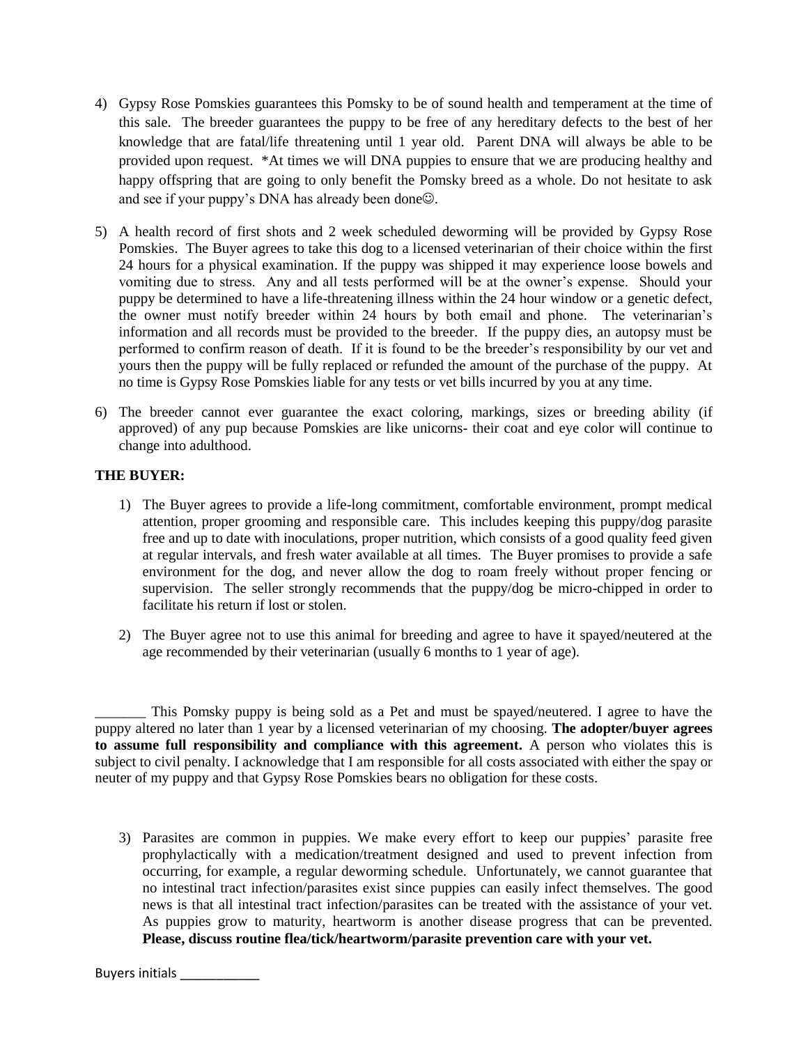4) Gypsy Rose Pomskies guarantees this Pomsky to be of sound health and temperament at the time of this sale. The breeder guarantees the puppy to be free of any hereditary defects to the best of her knowledge that are fatal/life threatening until 1 year old. Parent DNA will always be able to be provided upon request. *At times we will DNA puppies to ensure that we are producing healthy and happy offspring that are going to only benefit the Pomsky breed as a whole. Do not hesitate to ask and see if your puppy's DNA has already been done☺.

5) A health record of first shots and 2 week scheduled deworming will be provided by Gypsy Rose Pomskies. The Buyer agrees to take this dog to a licensed veterinarian of their choice within the first 24 hours for a physical examination. If the puppy was shipped it may experience loose bowels and vomiting due to stress. Any and all tests performed will be at the owner's expense. Should your puppy be determined to have a life-threatening illness within the 24 hour window or a genetic defect, the owner must notify breeder within 24 hours by both email and phone. The veterinarian's information and all records must be provided to the breeder. If the puppy dies, an autopsy must be performed to confirm reason of death. If it is found to be the breeder's responsibility by our vet and yours then the puppy will be fully replaced or refunded the amount of the purchase of the puppy. At no time is Gypsy Rose Pomskies liable for any tests or vet bills incurred by you at any time.

6) The breeder cannot ever guarantee the exact coloring, markings, sizes or breeding ability (if approved) of any pup because Pomskies are like unicorns- their coat and eye color will continue to change into adulthood.

**THE BUYER:**

1) The Buyer agrees to provide a life-long commitment, comfortable environment, prompt medical attention, proper grooming and responsible care. This includes keeping this puppy/dog parasite free and up to date with inoculations, proper nutrition, which consists of a good quality feed given at regular intervals, and fresh water available at all times. The Buyer promises to provide a safe environment for the dog, and never allow the dog to roam freely without proper fencing or supervision. The seller strongly recommends that the puppy/dog be micro-chipped in order to facilitate his return if lost or stolen.

2) The Buyer agree not to use this animal for breeding and agree to have it spayed/neutered at the age recommended by their veterinarian (usually 6 months to 1 year of age).

_______ This Pomsky puppy is being sold as a Pet and must be spayed/neutered. I agree to have the puppy altered no later than 1 year by a licensed veterinarian of my choosing. **The adopter/buyer agrees to assume full responsibility and compliance with this agreement.** A person who violates this is subject to civil penalty. I acknowledge that I am responsible for all costs associated with either the spay or neuter of my puppy and that Gypsy Rose Pomskies bears no obligation for these costs.

3) Parasites are common in puppies. We make every effort to keep our puppies' parasite free prophylactically with a medication/treatment designed and used to prevent infection from occurring, for example, a regular deworming schedule. Unfortunately, we cannot guarantee that no intestinal tract infection/parasites exist since puppies can easily infect themselves. The good news is that all intestinal tract infection/parasites can be treated with the assistance of your vet. As puppies grow to maturity, heartworm is another disease progress that can be prevented. **Please, discuss routine flea/tick/heartworm/parasite prevention care with your vet.**

Buyers initials ___________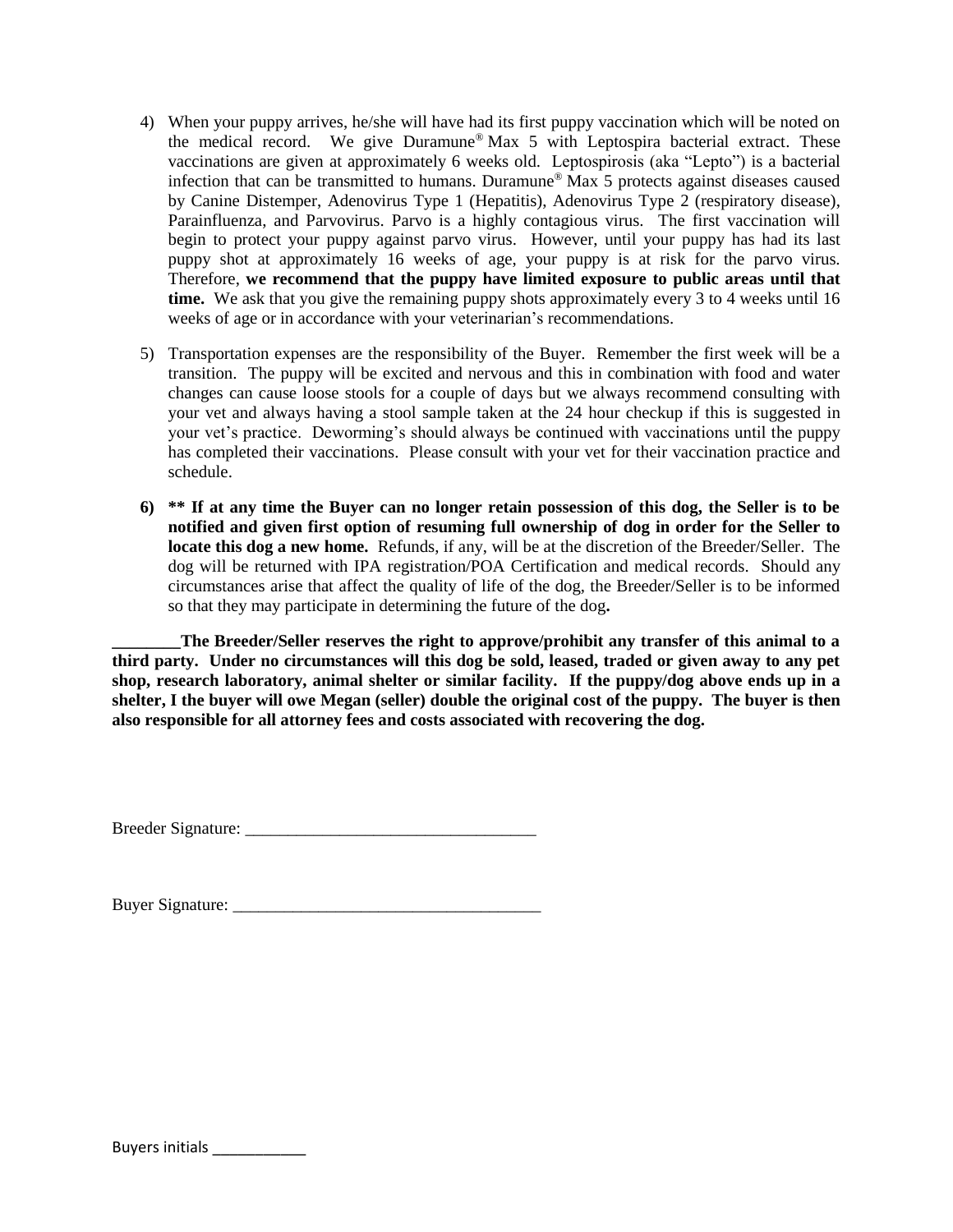4) When your puppy arrives, he/she will have had its first puppy vaccination which will be noted on the medical record. We give Duramune® Max 5 with Leptospira bacterial extract. These vaccinations are given at approximately 6 weeks old. Leptospirosis (aka "Lepto") is a bacterial infection that can be transmitted to humans. Duramune® Max 5 protects against diseases caused by Canine Distemper, Adenovirus Type 1 (Hepatitis), Adenovirus Type 2 (respiratory disease), Parainfluenza, and Parvovirus. Parvo is a highly contagious virus. The first vaccination will begin to protect your puppy against parvo virus. However, until your puppy has had its last puppy shot at approximately 16 weeks of age, your puppy is at risk for the parvo virus. Therefore, **we recommend that the puppy have limited exposure to public areas until that time.** We ask that you give the remaining puppy shots approximately every 3 to 4 weeks until 16 weeks of age or in accordance with your veterinarian's recommendations.

5) Transportation expenses are the responsibility of the Buyer. Remember the first week will be a transition. The puppy will be excited and nervous and this in combination with food and water changes can cause loose stools for a couple of days but we always recommend consulting with your vet and always having a stool sample taken at the 24 hour checkup if this is suggested in your vet's practice. Deworming's should always be continued with vaccinations until the puppy has completed their vaccinations. Please consult with your vet for their vaccination practice and schedule.

6) **** If at any time the Buyer can no longer retain possession of this dog, the Seller is to be notified and given first option of resuming full ownership of dog in order for the Seller to locate this dog a new home.** Refunds, if any, will be at the discretion of the Breeder/Seller. The dog will be returned with IPA registration/POA Certification and medical records. Should any circumstances arise that affect the quality of life of the dog, the Breeder/Seller is to be informed so that they may participate in determining the future of the dog**.**

**________The Breeder/Seller reserves the right to approve/prohibit any transfer of this animal to a third party. Under no circumstances will this dog be sold, leased, traded or given away to any pet shop, research laboratory, animal shelter or similar facility. If the puppy/dog above ends up in a shelter, I the buyer will owe Megan (seller) double the original cost of the puppy. The buyer is then also responsible for all attorney fees and costs associated with recovering the dog.**

Breeder Signature: __________________________________

Buyer Signature: ____________________________________

Buyers initials ___________